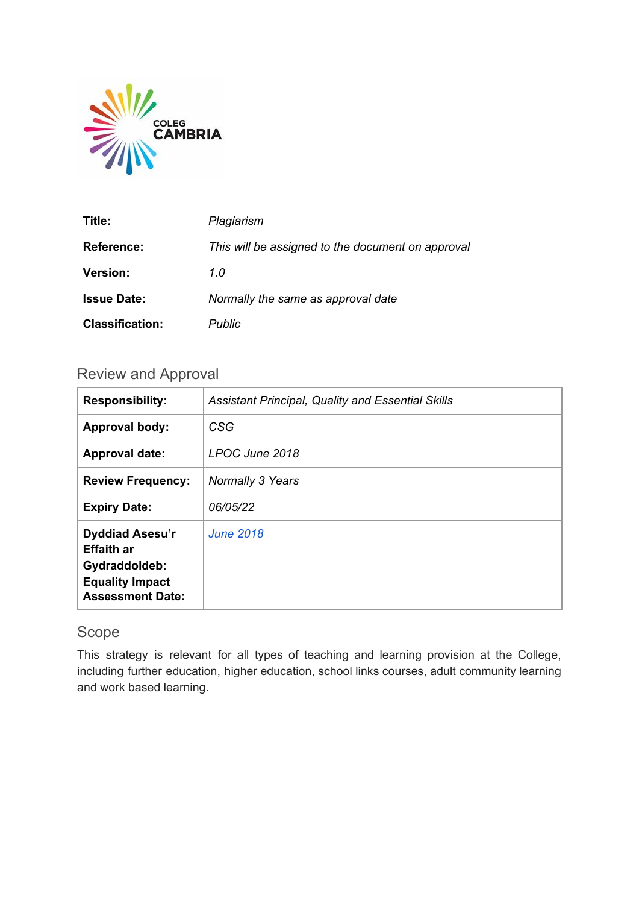COLEG CAMBRIA

| | |
|---|---|
| **Title:** | *Plagiarism* |
| **Reference:** | *This will be assigned to the document on approval* |
| **Version:** | *1.0* |
| **Issue Date:** | *Normally the same as approval date* |
| **Classification:** | *Public* |

## Review and Approval

| | |
|---|---|
| **Responsibility:** | *Assistant Principal, Quality and Essential Skills* |
| **Approval body:** | *CSG* |
| **Approval date:** | *LPOC June 2018* |
| **Review Frequency:** | *Normally 3 Years* |
| **Expiry Date:** | *06/05/22* |
| **Dyddiad Asesu'r Effaith ar Gydraddoldeb: Equality Impact Assessment Date:** | *June 2018* |

## Scope

This strategy is relevant for all types of teaching and learning provision at the College, including further education, higher education, school links courses, adult community learning and work based learning.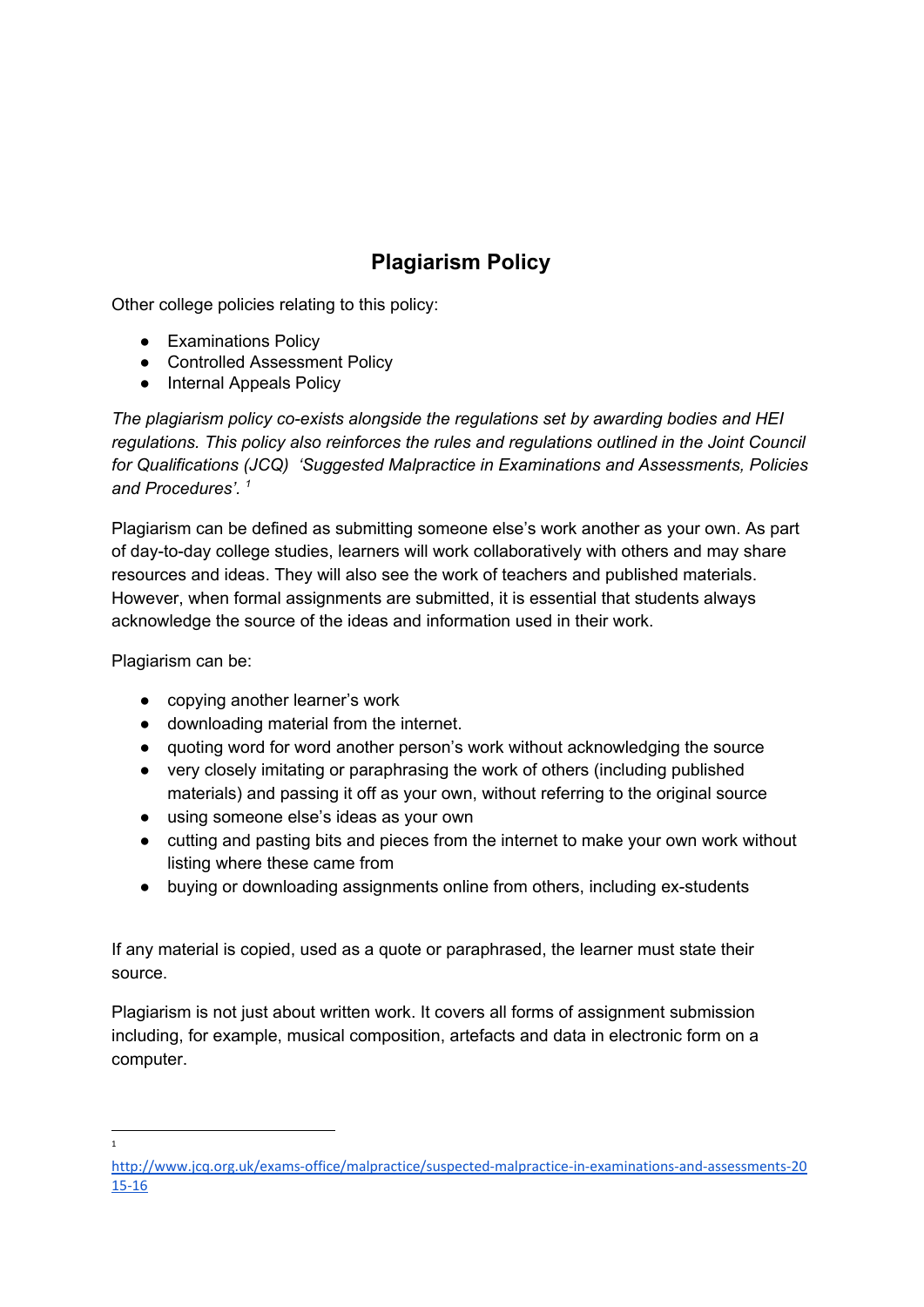# Plagiarism Policy

Other college policies relating to this policy:

- Examinations Policy
- Controlled Assessment Policy
- Internal Appeals Policy

*The plagiarism policy co-exists alongside the regulations set by awarding bodies and HEI regulations. This policy also reinforces the rules and regulations outlined in the Joint Council for Qualifications (JCQ) 'Suggested Malpractice in Examinations and Assessments, Policies and Procedures'.* [1]

Plagiarism can be defined as submitting someone else's work another as your own. As part of day-to-day college studies, learners will work collaboratively with others and may share resources and ideas. They will also see the work of teachers and published materials. However, when formal assignments are submitted, it is essential that students always acknowledge the source of the ideas and information used in their work.

Plagiarism can be:

- copying another learner's work
- downloading material from the internet.
- quoting word for word another person's work without acknowledging the source
- very closely imitating or paraphrasing the work of others (including published materials) and passing it off as your own, without referring to the original source
- using someone else's ideas as your own
- cutting and pasting bits and pieces from the internet to make your own work without listing where these came from
- buying or downloading assignments online from others, including ex-students

If any material is copied, used as a quote or paraphrased, the learner must state their source.

Plagiarism is not just about written work. It covers all forms of assignment submission including, for example, musical composition, artefacts and data in electronic form on a computer.

---

[1] http://www.jcq.org.uk/exams-office/malpractice/suspected-malpractice-in-examinations-and-assessments-2015-16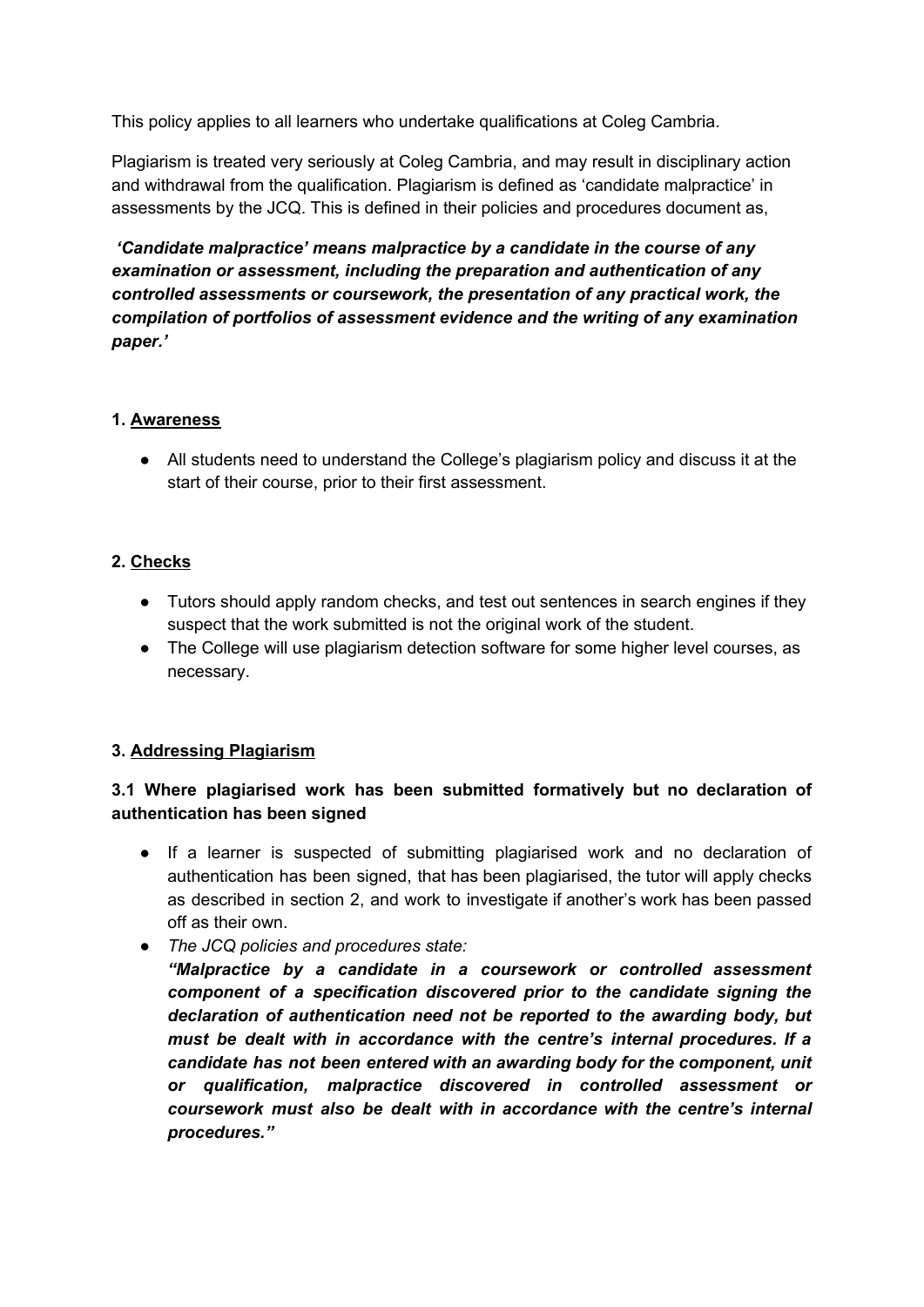This policy applies to all learners who undertake qualifications at Coleg Cambria.

Plagiarism is treated very seriously at Coleg Cambria, and may result in disciplinary action and withdrawal from the qualification. Plagiarism is defined as 'candidate malpractice' in assessments by the JCQ. This is defined in their policies and procedures document as,

***'Candidate malpractice' means malpractice by a candidate in the course of any examination or assessment, including the preparation and authentication of any controlled assessments or coursework, the presentation of any practical work, the compilation of portfolios of assessment evidence and the writing of any examination paper.'***

### 1. Awareness

- All students need to understand the College's plagiarism policy and discuss it at the start of their course, prior to their first assessment.

### 2. Checks

- Tutors should apply random checks, and test out sentences in search engines if they suspect that the work submitted is not the original work of the student.
- The College will use plagiarism detection software for some higher level courses, as necessary.

### 3. Addressing Plagiarism

#### 3.1 Where plagiarised work has been submitted formatively but no declaration of authentication has been signed

- If a learner is suspected of submitting plagiarised work and no declaration of authentication has been signed, that has been plagiarised, the tutor will apply checks as described in section 2, and work to investigate if another's work has been passed off as their own.
- *The JCQ policies and procedures state:*
  ***"Malpractice by a candidate in a coursework or controlled assessment component of a specification discovered prior to the candidate signing the declaration of authentication need not be reported to the awarding body, but must be dealt with in accordance with the centre's internal procedures. If a candidate has not been entered with an awarding body for the component, unit or qualification, malpractice discovered in controlled assessment or coursework must also be dealt with in accordance with the centre's internal procedures."***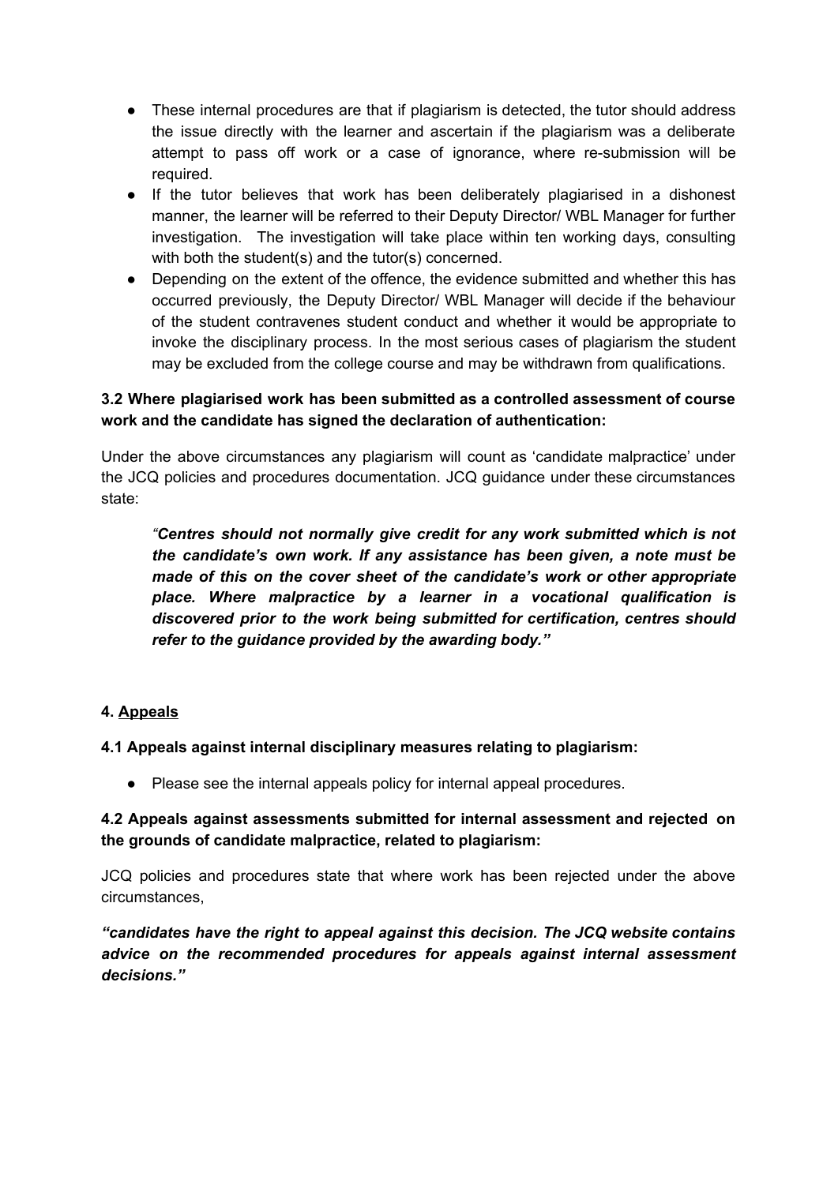- These internal procedures are that if plagiarism is detected, the tutor should address the issue directly with the learner and ascertain if the plagiarism was a deliberate attempt to pass off work or a case of ignorance, where re-submission will be required.
- If the tutor believes that work has been deliberately plagiarised in a dishonest manner, the learner will be referred to their Deputy Director/ WBL Manager for further investigation. The investigation will take place within ten working days, consulting with both the student(s) and the tutor(s) concerned.
- Depending on the extent of the offence, the evidence submitted and whether this has occurred previously, the Deputy Director/ WBL Manager will decide if the behaviour of the student contravenes student conduct and whether it would be appropriate to invoke the disciplinary process. In the most serious cases of plagiarism the student may be excluded from the college course and may be withdrawn from qualifications.

**3.2 Where plagiarised work has been submitted as a controlled assessment of course work and the candidate has signed the declaration of authentication:**

Under the above circumstances any plagiarism will count as 'candidate malpractice' under the JCQ policies and procedures documentation. JCQ guidance under these circumstances state:

> *"Centres should not normally give credit for any work submitted which is not the candidate's own work. If any assistance has been given, a note must be made of this on the cover sheet of the candidate's work or other appropriate place. Where malpractice by a learner in a vocational qualification is discovered prior to the work being submitted for certification, centres should refer to the guidance provided by the awarding body."***

## 4. Appeals

**4.1 Appeals against internal disciplinary measures relating to plagiarism:**

- Please see the internal appeals policy for internal appeal procedures.

**4.2 Appeals against assessments submitted for internal assessment and rejected on the grounds of candidate malpractice, related to plagiarism:**

JCQ policies and procedures state that where work has been rejected under the above circumstances,

***"candidates have the right to appeal against this decision. The JCQ website contains advice on the recommended procedures for appeals against internal assessment decisions."***